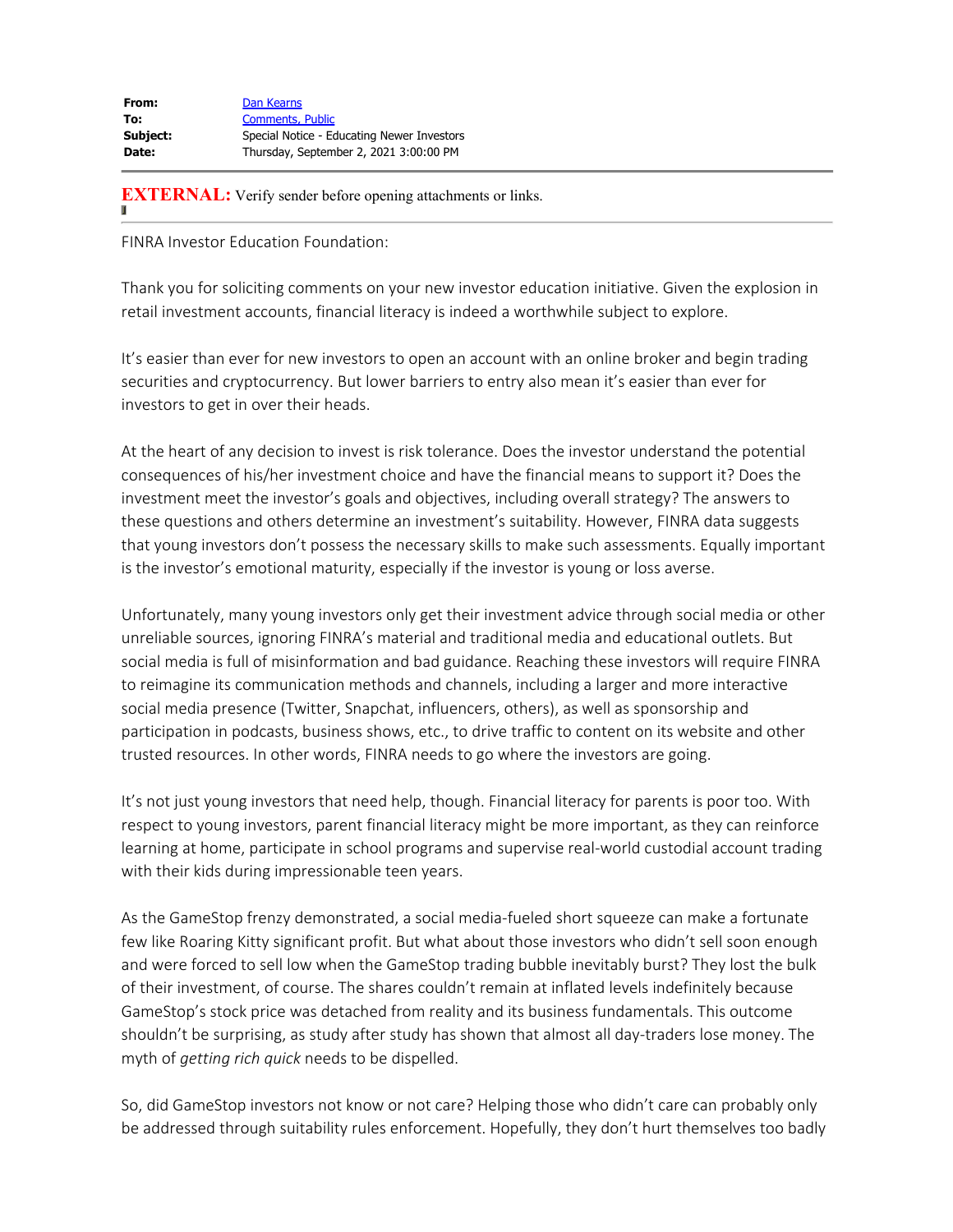| | |
|---|---|
| **From:** | Dan Kearns |
| **To:** | Comments, Public |
| **Subject:** | Special Notice - Educating Newer Investors |
| **Date:** | Thursday, September 2, 2021 3:00:00 PM |

**EXTERNAL:** Verify sender before opening attachments or links.

FINRA Investor Education Foundation:

Thank you for soliciting comments on your new investor education initiative. Given the explosion in retail investment accounts, financial literacy is indeed a worthwhile subject to explore.

It's easier than ever for new investors to open an account with an online broker and begin trading securities and cryptocurrency. But lower barriers to entry also mean it's easier than ever for investors to get in over their heads.

At the heart of any decision to invest is risk tolerance. Does the investor understand the potential consequences of his/her investment choice and have the financial means to support it? Does the investment meet the investor's goals and objectives, including overall strategy? The answers to these questions and others determine an investment's suitability. However, FINRA data suggests that young investors don't possess the necessary skills to make such assessments. Equally important is the investor's emotional maturity, especially if the investor is young or loss averse.

Unfortunately, many young investors only get their investment advice through social media or other unreliable sources, ignoring FINRA's material and traditional media and educational outlets. But social media is full of misinformation and bad guidance. Reaching these investors will require FINRA to reimagine its communication methods and channels, including a larger and more interactive social media presence (Twitter, Snapchat, influencers, others), as well as sponsorship and participation in podcasts, business shows, etc., to drive traffic to content on its website and other trusted resources. In other words, FINRA needs to go where the investors are going.

It's not just young investors that need help, though. Financial literacy for parents is poor too. With respect to young investors, parent financial literacy might be more important, as they can reinforce learning at home, participate in school programs and supervise real-world custodial account trading with their kids during impressionable teen years.

As the GameStop frenzy demonstrated, a social media-fueled short squeeze can make a fortunate few like Roaring Kitty significant profit. But what about those investors who didn't sell soon enough and were forced to sell low when the GameStop trading bubble inevitably burst? They lost the bulk of their investment, of course. The shares couldn't remain at inflated levels indefinitely because GameStop's stock price was detached from reality and its business fundamentals. This outcome shouldn't be surprising, as study after study has shown that almost all day-traders lose money. The myth of *getting rich quick* needs to be dispelled.

So, did GameStop investors not know or not care? Helping those who didn't care can probably only be addressed through suitability rules enforcement. Hopefully, they don't hurt themselves too badly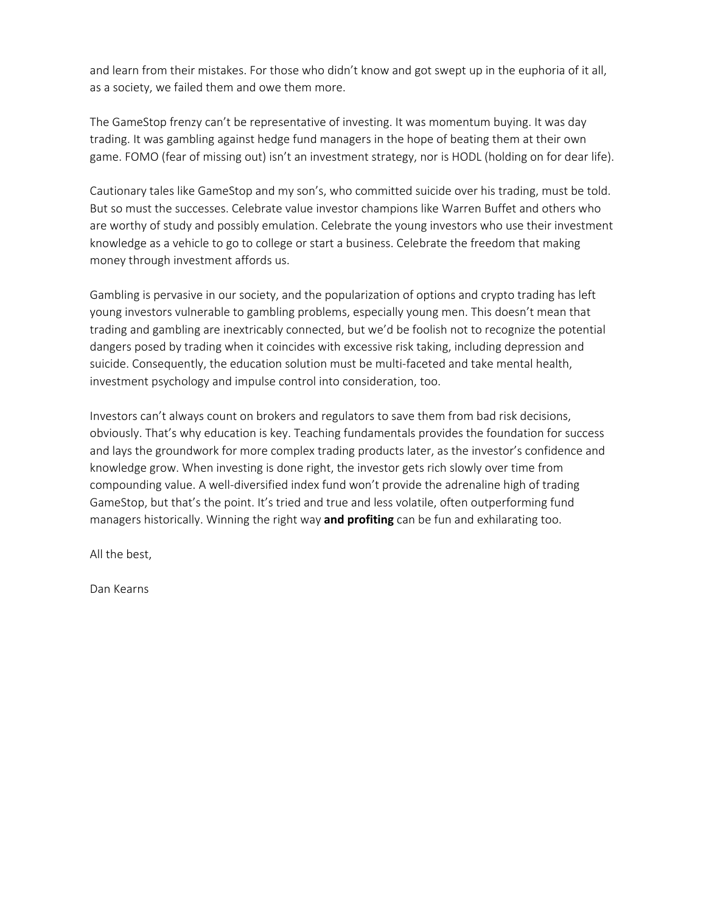and learn from their mistakes. For those who didn't know and got swept up in the euphoria of it all, as a society, we failed them and owe them more.

The GameStop frenzy can't be representative of investing. It was momentum buying. It was day trading. It was gambling against hedge fund managers in the hope of beating them at their own game. FOMO (fear of missing out) isn't an investment strategy, nor is HODL (holding on for dear life).

Cautionary tales like GameStop and my son's, who committed suicide over his trading, must be told. But so must the successes. Celebrate value investor champions like Warren Buffet and others who are worthy of study and possibly emulation. Celebrate the young investors who use their investment knowledge as a vehicle to go to college or start a business. Celebrate the freedom that making money through investment affords us.

Gambling is pervasive in our society, and the popularization of options and crypto trading has left young investors vulnerable to gambling problems, especially young men. This doesn't mean that trading and gambling are inextricably connected, but we'd be foolish not to recognize the potential dangers posed by trading when it coincides with excessive risk taking, including depression and suicide. Consequently, the education solution must be multi-faceted and take mental health, investment psychology and impulse control into consideration, too.

Investors can't always count on brokers and regulators to save them from bad risk decisions, obviously. That's why education is key. Teaching fundamentals provides the foundation for success and lays the groundwork for more complex trading products later, as the investor's confidence and knowledge grow. When investing is done right, the investor gets rich slowly over time from compounding value. A well-diversified index fund won't provide the adrenaline high of trading GameStop, but that's the point. It's tried and true and less volatile, often outperforming fund managers historically. Winning the right way **and profiting** can be fun and exhilarating too.

All the best,

Dan Kearns